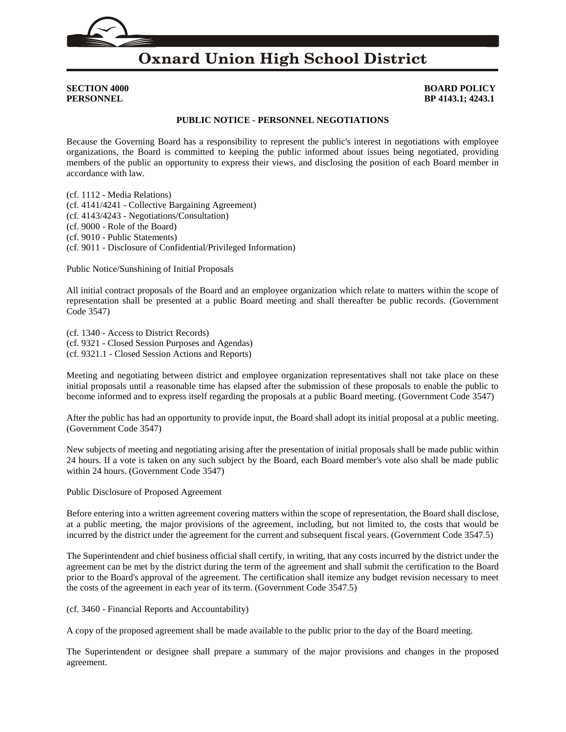# Oxnard Union High School District

**SECTION 4000**
**PERSONNEL**

**BOARD POLICY**
**BP 4143.1; 4243.1**

## PUBLIC NOTICE - PERSONNEL NEGOTIATIONS

Because the Governing Board has a responsibility to represent the public's interest in negotiations with employee organizations, the Board is committed to keeping the public informed about issues being negotiated, providing members of the public an opportunity to express their views, and disclosing the position of each Board member in accordance with law.

(cf. 1112 - Media Relations)
(cf. 4141/4241 - Collective Bargaining Agreement)
(cf. 4143/4243 - Negotiations/Consultation)
(cf. 9000 - Role of the Board)
(cf. 9010 - Public Statements)
(cf. 9011 - Disclosure of Confidential/Privileged Information)

Public Notice/Sunshining of Initial Proposals

All initial contract proposals of the Board and an employee organization which relate to matters within the scope of representation shall be presented at a public Board meeting and shall thereafter be public records. (Government Code 3547)

(cf. 1340 - Access to District Records)
(cf. 9321 - Closed Session Purposes and Agendas)
(cf. 9321.1 - Closed Session Actions and Reports)

Meeting and negotiating between district and employee organization representatives shall not take place on these initial proposals until a reasonable time has elapsed after the submission of these proposals to enable the public to become informed and to express itself regarding the proposals at a public Board meeting. (Government Code 3547)

After the public has had an opportunity to provide input, the Board shall adopt its initial proposal at a public meeting. (Government Code 3547)

New subjects of meeting and negotiating arising after the presentation of initial proposals shall be made public within 24 hours. If a vote is taken on any such subject by the Board, each Board member's vote also shall be made public within 24 hours. (Government Code 3547)

Public Disclosure of Proposed Agreement

Before entering into a written agreement covering matters within the scope of representation, the Board shall disclose, at a public meeting, the major provisions of the agreement, including, but not limited to, the costs that would be incurred by the district under the agreement for the current and subsequent fiscal years. (Government Code 3547.5)

The Superintendent and chief business official shall certify, in writing, that any costs incurred by the district under the agreement can be met by the district during the term of the agreement and shall submit the certification to the Board prior to the Board's approval of the agreement. The certification shall itemize any budget revision necessary to meet the costs of the agreement in each year of its term. (Government Code 3547.5)

(cf. 3460 - Financial Reports and Accountability)

A copy of the proposed agreement shall be made available to the public prior to the day of the Board meeting.

The Superintendent or designee shall prepare a summary of the major provisions and changes in the proposed agreement.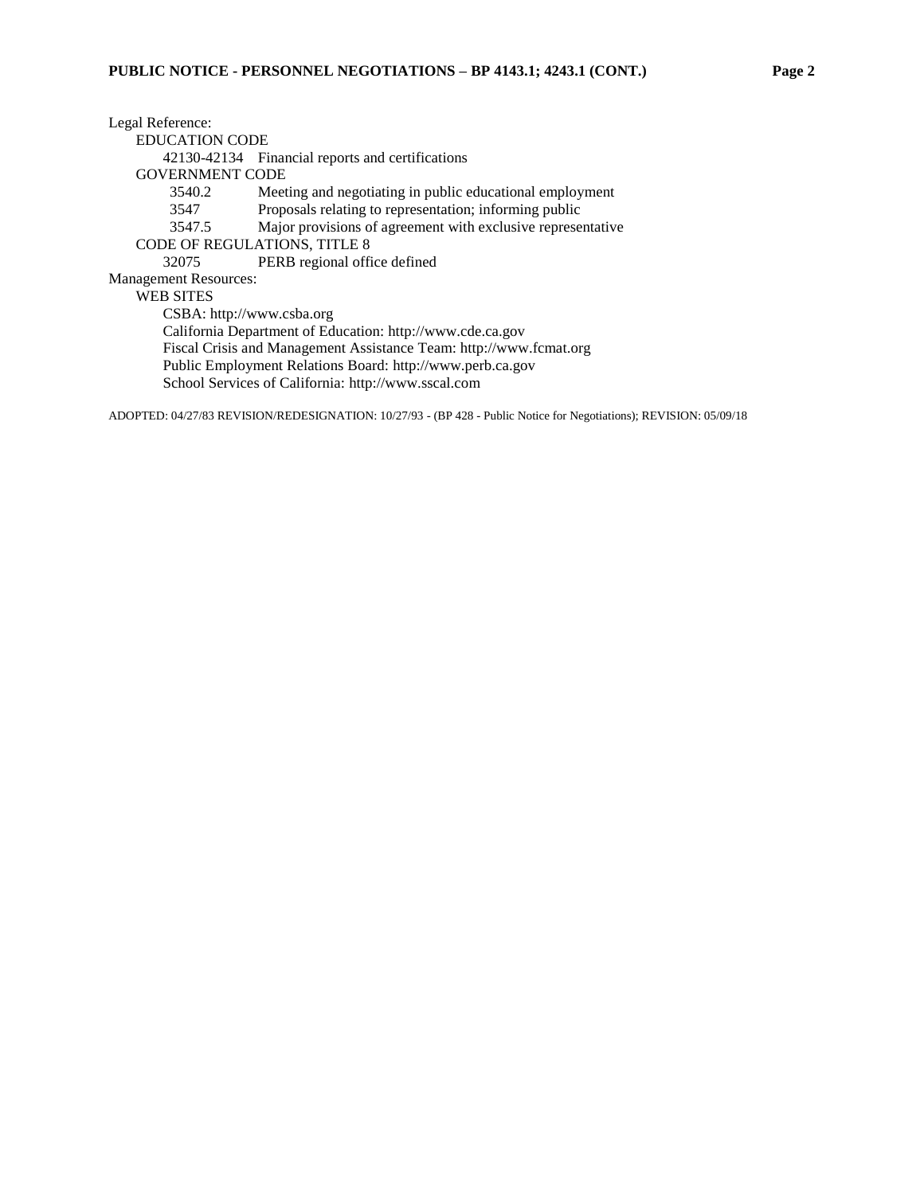Legal Reference:

EDUCATION CODE

- 42130-42134 Financial reports and certifications

GOVERNMENT CODE

- 3540.2 Meeting and negotiating in public educational employment
- 3547 Proposals relating to representation; informing public
- 3547.5 Major provisions of agreement with exclusive representative

CODE OF REGULATIONS, TITLE 8

- 32075 PERB regional office defined

Management Resources:

WEB SITES

- CSBA: http://www.csba.org
- California Department of Education: http://www.cde.ca.gov
- Fiscal Crisis and Management Assistance Team: http://www.fcmat.org
- Public Employment Relations Board: http://www.perb.ca.gov
- School Services of California: http://www.sscal.com

ADOPTED: 04/27/83 REVISION/REDESIGNATION: 10/27/93 - (BP 428 - Public Notice for Negotiations); REVISION: 05/09/18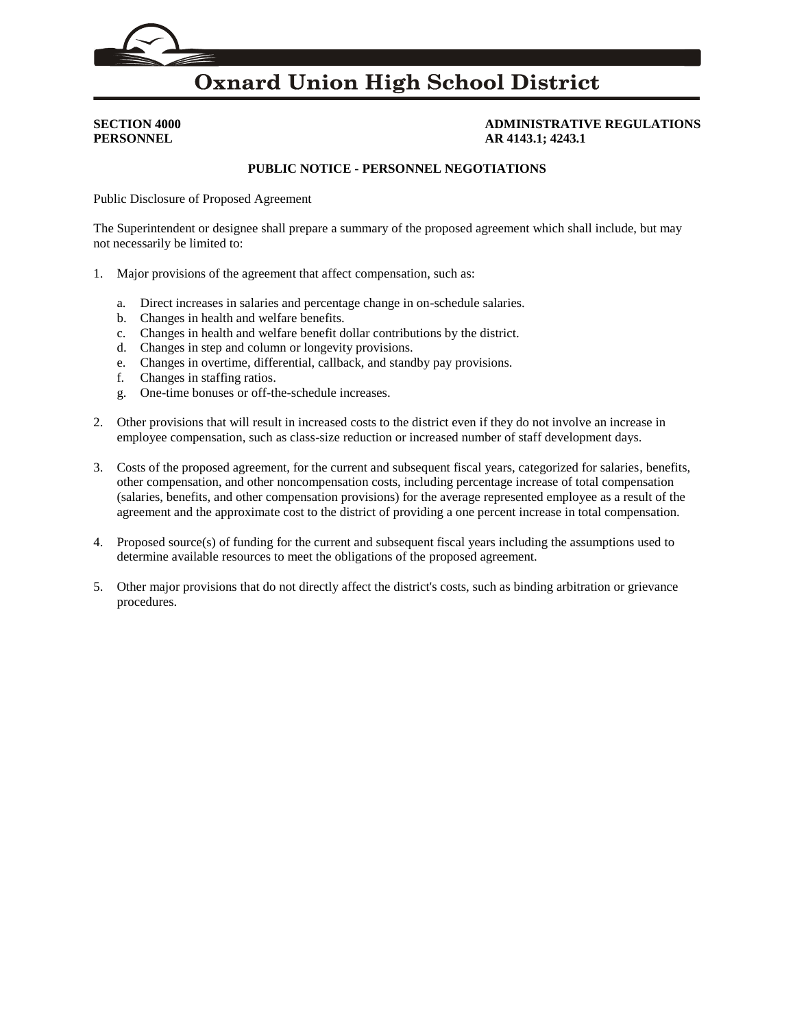**SECTION 4000**
**PERSONNEL**

**ADMINISTRATIVE REGULATIONS**
**AR 4143.1; 4243.1**

**PUBLIC NOTICE - PERSONNEL NEGOTIATIONS**

Public Disclosure of Proposed Agreement

The Superintendent or designee shall prepare a summary of the proposed agreement which shall include, but may not necessarily be limited to:

1. Major provisions of the agreement that affect compensation, such as:

   a. Direct increases in salaries and percentage change in on-schedule salaries.
   b. Changes in health and welfare benefits.
   c. Changes in health and welfare benefit dollar contributions by the district.
   d. Changes in step and column or longevity provisions.
   e. Changes in overtime, differential, callback, and standby pay provisions.
   f. Changes in staffing ratios.
   g. One-time bonuses or off-the-schedule increases.

2. Other provisions that will result in increased costs to the district even if they do not involve an increase in employee compensation, such as class-size reduction or increased number of staff development days.

3. Costs of the proposed agreement, for the current and subsequent fiscal years, categorized for salaries, benefits, other compensation, and other noncompensation costs, including percentage increase of total compensation (salaries, benefits, and other compensation provisions) for the average represented employee as a result of the agreement and the approximate cost to the district of providing a one percent increase in total compensation.

4. Proposed source(s) of funding for the current and subsequent fiscal years including the assumptions used to determine available resources to meet the obligations of the proposed agreement.

5. Other major provisions that do not directly affect the district's costs, such as binding arbitration or grievance procedures.